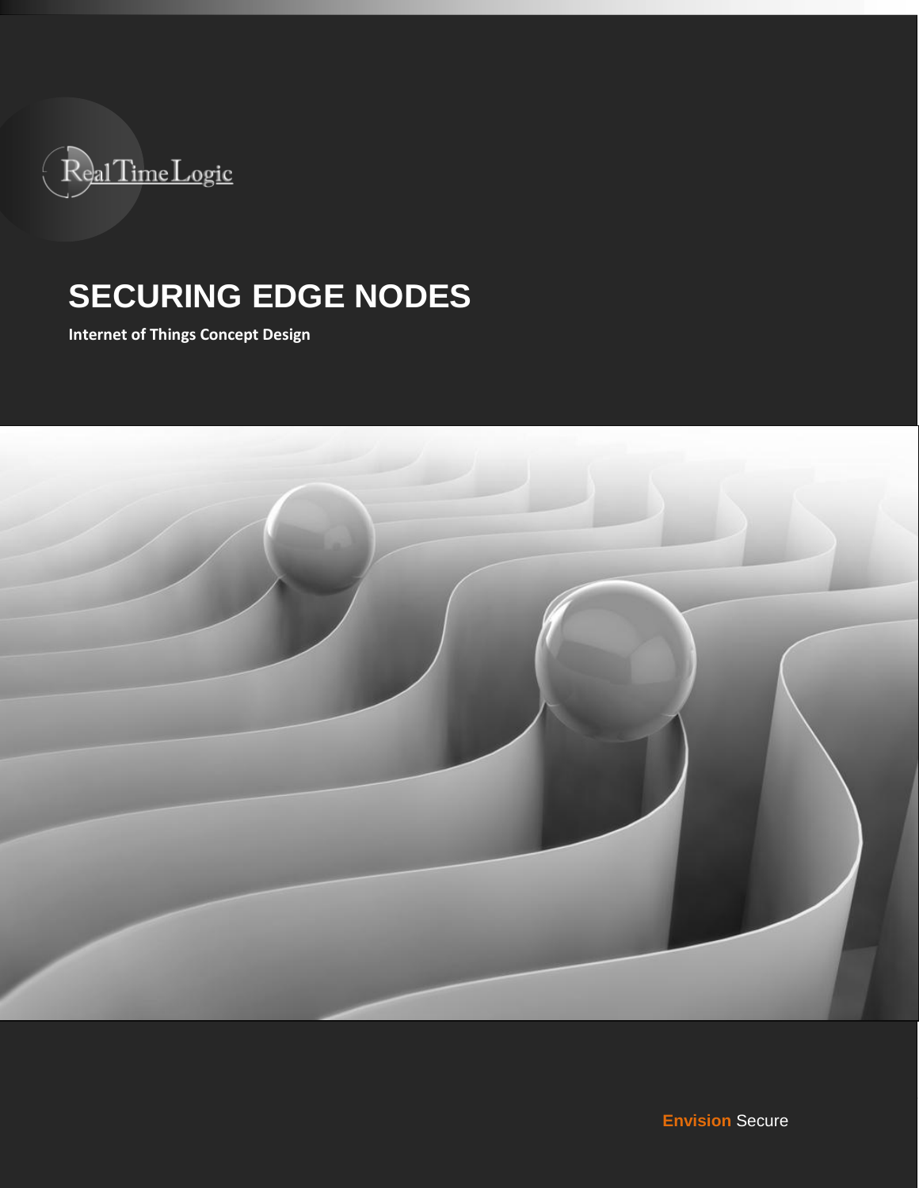Real Time Logic

# SECURING EDGE NODES

**Internet of Things Concept Design**

**Envision** Secure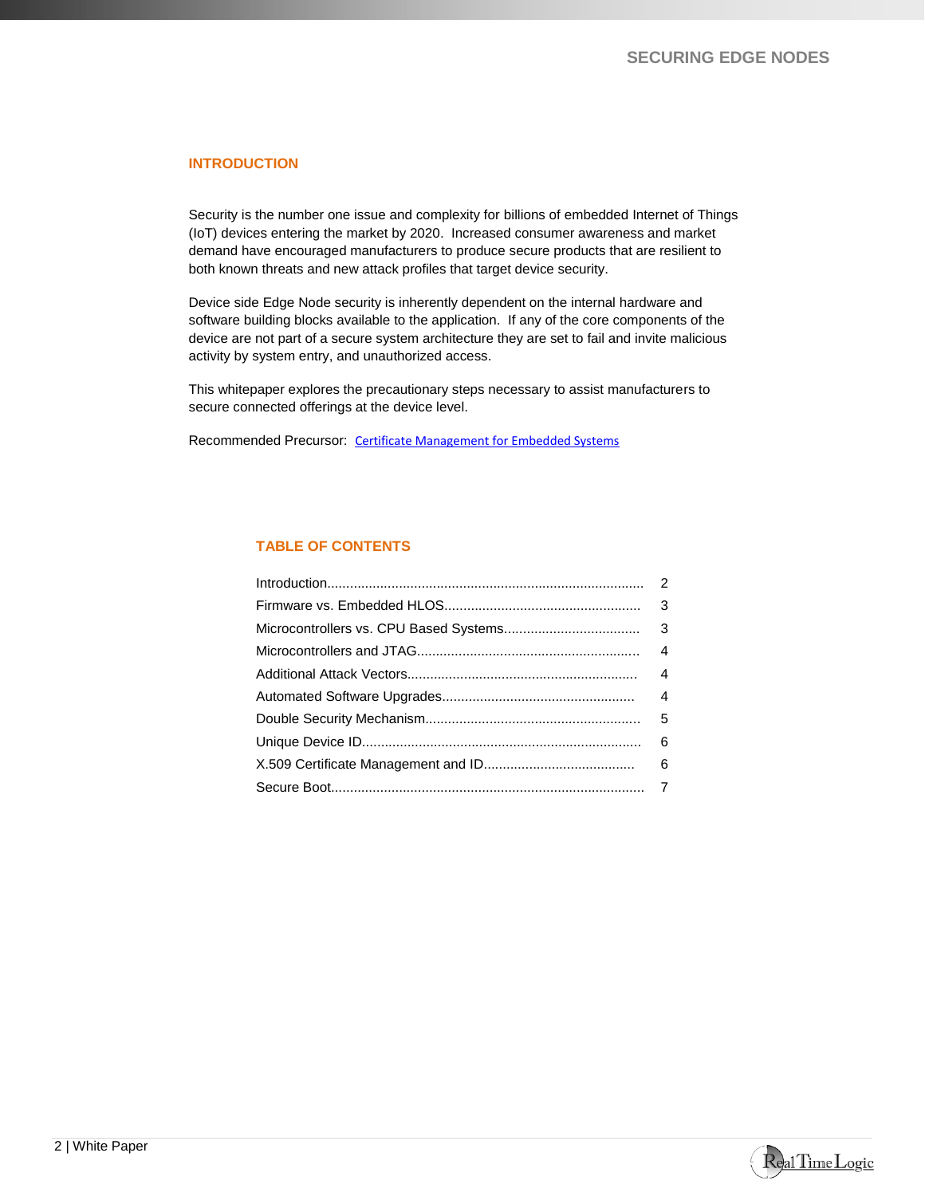## INTRODUCTION

Security is the number one issue and complexity for billions of embedded Internet of Things (IoT) devices entering the market by 2020. Increased consumer awareness and market demand have encouraged manufacturers to produce secure products that are resilient to both known threats and new attack profiles that target device security.

Device side Edge Node security is inherently dependent on the internal hardware and software building blocks available to the application. If any of the core components of the device are not part of a secure system architecture they are set to fail and invite malicious activity by system entry, and unauthorized access.

This whitepaper explores the precautionary steps necessary to assist manufacturers to secure connected offerings at the device level.

Recommended Precursor: Certificate Management for Embedded Systems

## TABLE OF CONTENTS

| | |
|---|---|
| Introduction | 2 |
| Firmware vs. Embedded HLOS | 3 |
| Microcontrollers vs. CPU Based Systems | 3 |
| Microcontrollers and JTAG | 4 |
| Additional Attack Vectors | 4 |
| Automated Software Upgrades | 4 |
| Double Security Mechanism | 5 |
| Unique Device ID | 6 |
| X.509 Certificate Management and ID | 6 |
| Secure Boot | 7 |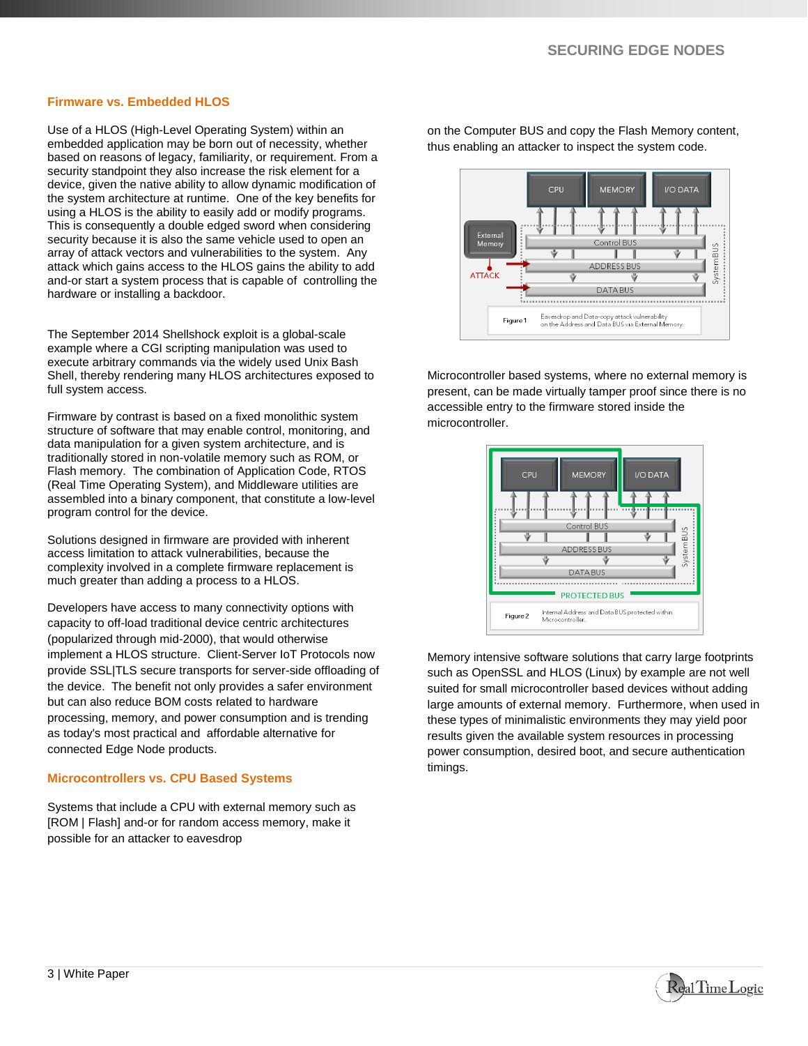## Firmware vs. Embedded HLOS

Use of a HLOS (High-Level Operating System) within an embedded application may be born out of necessity, whether based on reasons of legacy, familiarity, or requirement. From a security standpoint they also increase the risk element for a device, given the native ability to allow dynamic modification of the system architecture at runtime. One of the key benefits for using a HLOS is the ability to easily add or modify programs. This is consequently a double edged sword when considering security because it is also the same vehicle used to open an array of attack vectors and vulnerabilities to the system. Any attack which gains access to the HLOS gains the ability to add and-or start a system process that is capable of controlling the hardware or installing a backdoor.

The September 2014 Shellshock exploit is a global-scale example where a CGI scripting manipulation was used to execute arbitrary commands via the widely used Unix Bash Shell, thereby rendering many HLOS architectures exposed to full system access.

Firmware by contrast is based on a fixed monolithic system structure of software that may enable control, monitoring, and data manipulation for a given system architecture, and is traditionally stored in non-volatile memory such as ROM, or Flash memory. The combination of Application Code, RTOS (Real Time Operating System), and Middleware utilities are assembled into a binary component, that constitute a low-level program control for the device.

Solutions designed in firmware are provided with inherent access limitation to attack vulnerabilities, because the complexity involved in a complete firmware replacement is much greater than adding a process to a HLOS.

Developers have access to many connectivity options with capacity to off-load traditional device centric architectures (popularized through mid-2000), that would otherwise implement a HLOS structure. Client-Server IoT Protocols now provide SSL|TLS secure transports for server-side offloading of the device. The benefit not only provides a safer environment but can also reduce BOM costs related to hardware processing, memory, and power consumption and is trending as today's most practical and affordable alternative for connected Edge Node products.

## Microcontrollers vs. CPU Based Systems

Systems that include a CPU with external memory such as [ROM | Flash] and-or for random access memory, make it possible for an attacker to eavesdrop on the Computer BUS and copy the Flash Memory content, thus enabling an attacker to inspect the system code.

CPU
MEMORY
I/O DATA
External Memory
ATTACK
Control BUS
ADDRESS BUS
DATA BUS
System BUS

Figure 1 Eavesdrop and Data-copy attack vulnerability on the Address and Data BUS via External Memory.

Microcontroller based systems, where no external memory is present, can be made virtually tamper proof since there is no accessible entry to the firmware stored inside the microcontroller.

CPU
MEMORY
I/O DATA
Control BUS
ADDRESS BUS
DATA BUS
System BUS
PROTECTED BUS

Figure 2 Internal Address and Data BUS protected within Microcontroller.

Memory intensive software solutions that carry large footprints such as OpenSSL and HLOS (Linux) by example are not well suited for small microcontroller based devices without adding large amounts of external memory. Furthermore, when used in these types of minimalistic environments they may yield poor results given the available system resources in processing power consumption, desired boot, and secure authentication timings.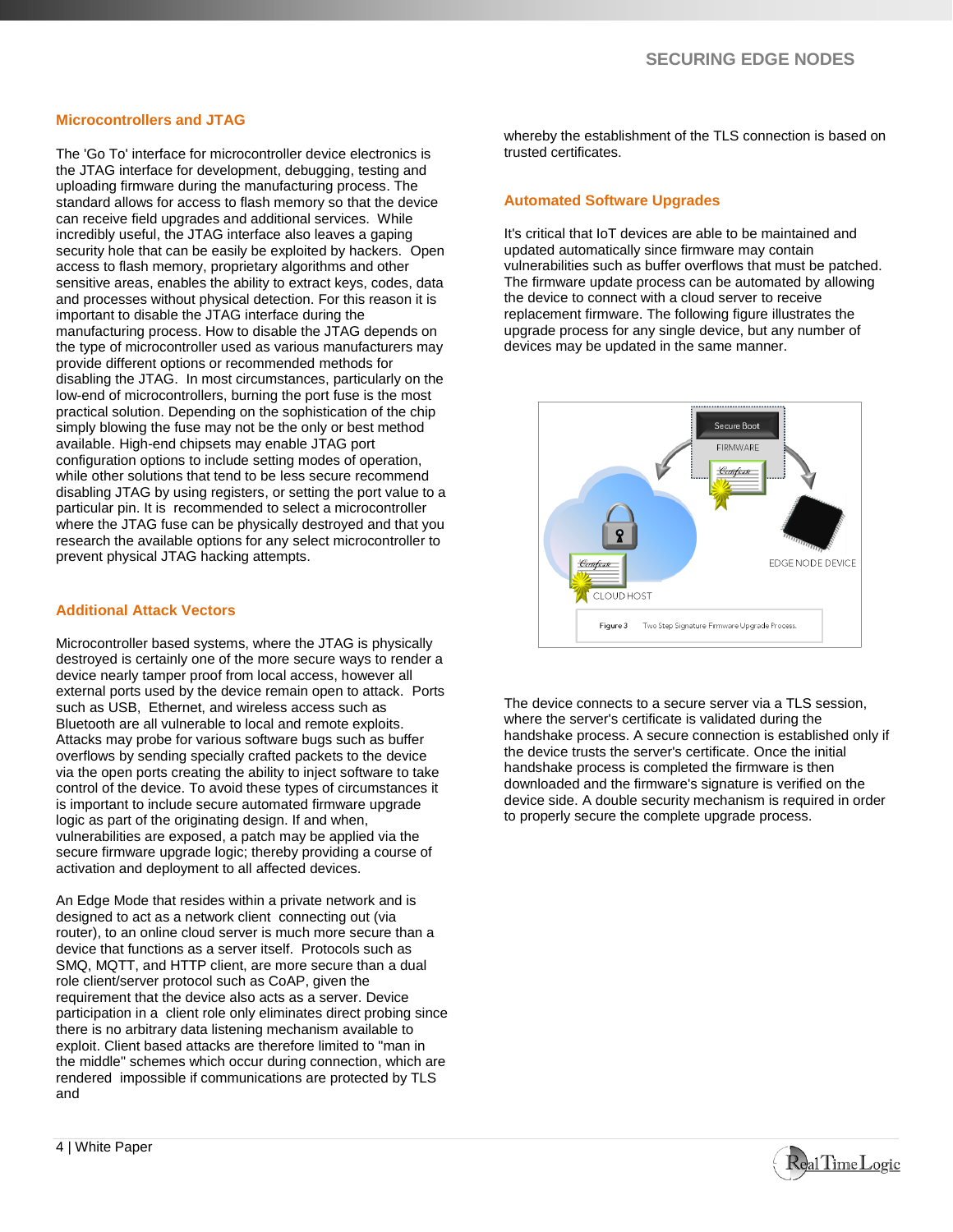## Microcontrollers and JTAG

The 'Go To' interface for microcontroller device electronics is the JTAG interface for development, debugging, testing and uploading firmware during the manufacturing process. The standard allows for access to flash memory so that the device can receive field upgrades and additional services. While incredibly useful, the JTAG interface also leaves a gaping security hole that can be easily be exploited by hackers. Open access to flash memory, proprietary algorithms and other sensitive areas, enables the ability to extract keys, codes, data and processes without physical detection. For this reason it is important to disable the JTAG interface during the manufacturing process. How to disable the JTAG depends on the type of microcontroller used as various manufacturers may provide different options or recommended methods for disabling the JTAG. In most circumstances, particularly on the low-end of microcontrollers, burning the port fuse is the most practical solution. Depending on the sophistication of the chip simply blowing the fuse may not be the only or best method available. High-end chipsets may enable JTAG port configuration options to include setting modes of operation, while other solutions that tend to be less secure recommend disabling JTAG by using registers, or setting the port value to a particular pin. It is recommended to select a microcontroller where the JTAG fuse can be physically destroyed and that you research the available options for any select microcontroller to prevent physical JTAG hacking attempts.

## Additional Attack Vectors

Microcontroller based systems, where the JTAG is physically destroyed is certainly one of the more secure ways to render a device nearly tamper proof from local access, however all external ports used by the device remain open to attack. Ports such as USB, Ethernet, and wireless access such as Bluetooth are all vulnerable to local and remote exploits. Attacks may probe for various software bugs such as buffer overflows by sending specially crafted packets to the device via the open ports creating the ability to inject software to take control of the device. To avoid these types of circumstances it is important to include secure automated firmware upgrade logic as part of the originating design. If and when, vulnerabilities are exposed, a patch may be applied via the secure firmware upgrade logic; thereby providing a course of activation and deployment to all affected devices.

An Edge Mode that resides within a private network and is designed to act as a network client connecting out (via router), to an online cloud server is much more secure than a device that functions as a server itself. Protocols such as SMQ, MQTT, and HTTP client, are more secure than a dual role client/server protocol such as CoAP, given the requirement that the device also acts as a server. Device participation in a client role only eliminates direct probing since there is no arbitrary data listening mechanism available to exploit. Client based attacks are therefore limited to "man in the middle" schemes which occur during connection, which are rendered impossible if communications are protected by TLS and whereby the establishment of the TLS connection is based on trusted certificates.

## Automated Software Upgrades

It's critical that IoT devices are able to be maintained and updated automatically since firmware may contain vulnerabilities such as buffer overflows that must be patched. The firmware update process can be automated by allowing the device to connect with a cloud server to receive replacement firmware. The following figure illustrates the upgrade process for any single device, but any number of devices may be updated in the same manner.

Secure Boot

FIRMWARE

EDGE NODE DEVICE

CLOUD HOST

Figure 3 Two Step Signature Firmware Upgrade Process.

The device connects to a secure server via a TLS session, where the server's certificate is validated during the handshake process. A secure connection is established only if the device trusts the server's certificate. Once the initial handshake process is completed the firmware is then downloaded and the firmware's signature is verified on the device side. A double security mechanism is required in order to properly secure the complete upgrade process.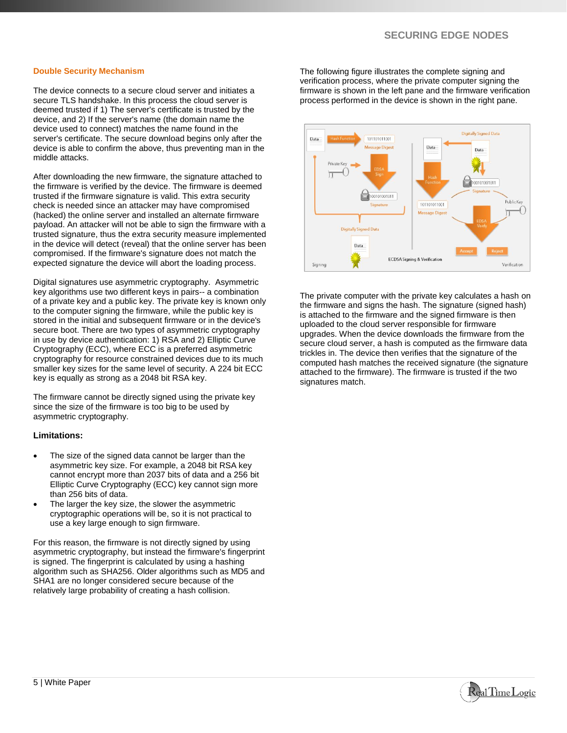## Double Security Mechanism

The device connects to a secure cloud server and initiates a secure TLS handshake. In this process the cloud server is deemed trusted if 1) The server's certificate is trusted by the device, and 2) If the server's name (the domain name the device used to connect) matches the name found in the server's certificate. The secure download begins only after the device is able to confirm the above, thus preventing man in the middle attacks.

After downloading the new firmware, the signature attached to the firmware is verified by the device. The firmware is deemed trusted if the firmware signature is valid. This extra security check is needed since an attacker may have compromised (hacked) the online server and installed an alternate firmware payload. An attacker will not be able to sign the firmware with a trusted signature, thus the extra security measure implemented in the device will detect (reveal) that the online server has been compromised. If the firmware's signature does not match the expected signature the device will abort the loading process.

Digital signatures use asymmetric cryptography. Asymmetric key algorithms use two different keys in pairs-- a combination of a private key and a public key. The private key is known only to the computer signing the firmware, while the public key is stored in the initial and subsequent firmware or in the device's secure boot. There are two types of asymmetric cryptography in use by device authentication: 1) RSA and 2) Elliptic Curve Cryptography (ECC), where ECC is a preferred asymmetric cryptography for resource constrained devices due to its much smaller key sizes for the same level of security. A 224 bit ECC key is equally as strong as a 2048 bit RSA key.

The firmware cannot be directly signed using the private key since the size of the firmware is too big to be used by asymmetric cryptography.

**Limitations:**

- The size of the signed data cannot be larger than the asymmetric key size. For example, a 2048 bit RSA key cannot encrypt more than 2037 bits of data and a 256 bit Elliptic Curve Cryptography (ECC) key cannot sign more than 256 bits of data.
- The larger the key size, the slower the asymmetric cryptographic operations will be, so it is not practical to use a key large enough to sign firmware.

For this reason, the firmware is not directly signed by using asymmetric cryptography, but instead the firmware's fingerprint is signed. The fingerprint is calculated by using a hashing algorithm such as SHA256. Older algorithms such as MD5 and SHA1 are no longer considered secure because of the relatively large probability of creating a hash collision.

The following figure illustrates the complete signing and verification process, where the private computer signing the firmware is shown in the left pane and the firmware verification process performed in the device is shown in the right pane.

Data
Hash Function
101101011001
Message Digest
Private Key
EDSA Sign
100101001011
Signature
Digitally Signed Data
Data
Signing
ECDSA Signing & Verification
Digitally Signed Data
Data
Data
Hash Function
101101011001
Message Digest
100101001011
Signature
Public Key
EDSA Verify
Accept
Reject
Verification

The private computer with the private key calculates a hash on the firmware and signs the hash. The signature (signed hash) is attached to the firmware and the signed firmware is then uploaded to the cloud server responsible for firmware upgrades. When the device downloads the firmware from the secure cloud server, a hash is computed as the firmware data trickles in. The device then verifies that the signature of the computed hash matches the received signature (the signature attached to the firmware). The firmware is trusted if the two signatures match.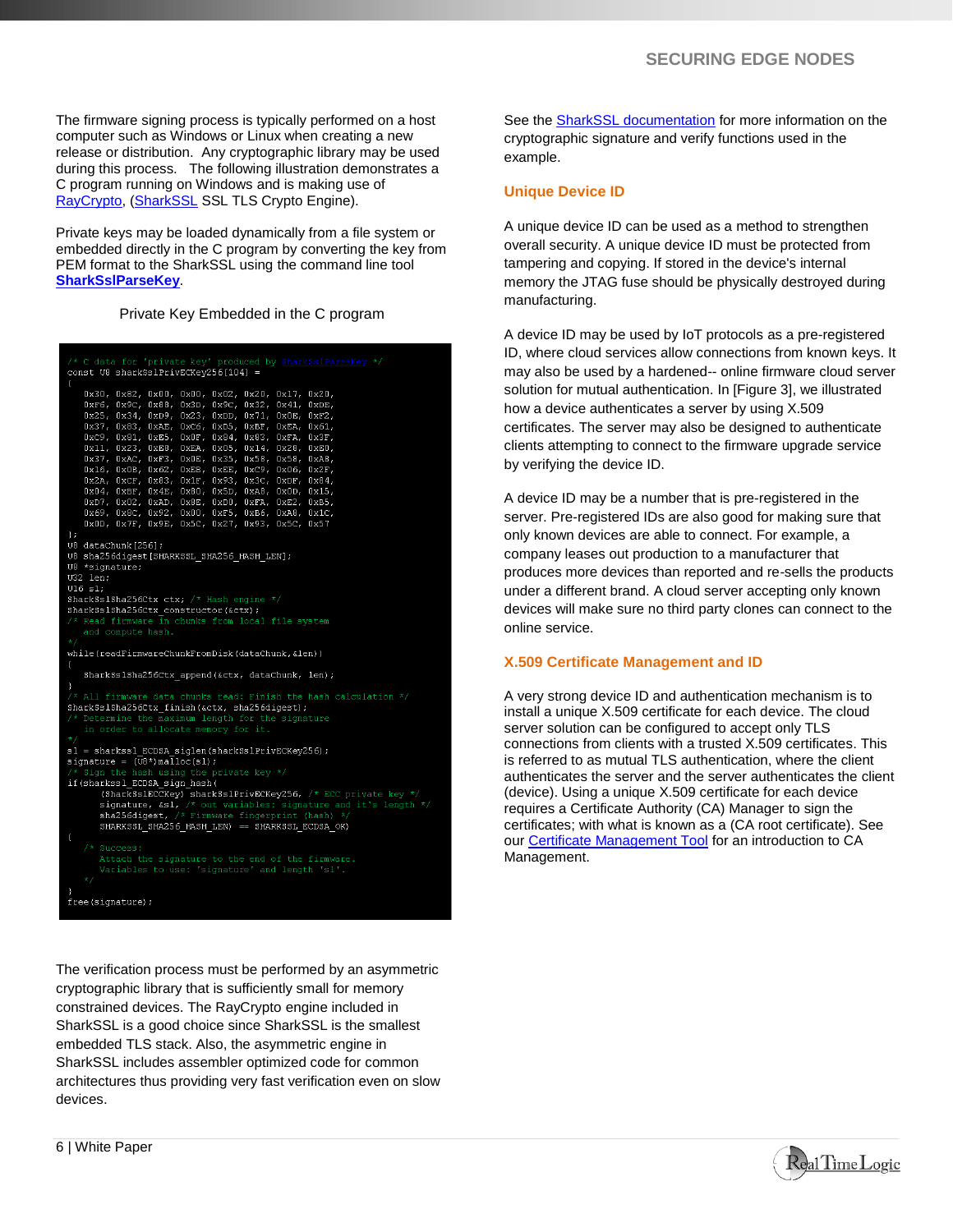The firmware signing process is typically performed on a host computer such as Windows or Linux when creating a new release or distribution. Any cryptographic library may be used during this process. The following illustration demonstrates a C program running on Windows and is making use of RayCrypto, (SharkSSL SSL TLS Crypto Engine).

Private keys may be loaded dynamically from a file system or embedded directly in the C program by converting the key from PEM format to the SharkSSL using the command line tool **SharkSslParseKey**.

Private Key Embedded in the C program

```c
/* C data for 'private key' produced by SharkSslParseKey */
const U8 sharkSslPrivECKey256[104] =
{
   0x30, 0x82, 0x00, 0x00, 0x02, 0x20, 0x17, 0x20,
   0xF6, 0x9C, 0x88, 0x3D, 0x9C, 0x32, 0x41, 0xDE,
   0x25, 0x34, 0xD9, 0x23, 0xDD, 0x71, 0x0E, 0xF2,
   0x37, 0x83, 0xAE, 0xC6, 0xD5, 0xBF, 0x5A, 0x61,
   0xC9, 0x81, 0xB5, 0x0F, 0x84, 0x83, 0xFA, 0x3F,
   0x11, 0x23, 0xE8, 0xEA, 0x05, 0x14, 0x28, 0x50,
   0x37, 0xAC, 0xF3, 0x0E, 0x35, 0x58, 0x58, 0xA8,
   0x16, 0x08, 0x62, 0xEB, 0xEE, 0xC9, 0x06, 0x2F,
   0x2A, 0xCF, 0x83, 0x1F, 0x93, 0x3C, 0xDF, 0x84,
   0x04, 0xBF, 0x4E, 0x80, 0x5D, 0xA8, 0x0D, 0x15,
   0xD7, 0x02, 0xAD, 0x8E, 0xD0, 0xFA, 0xE2, 0xB5,
   0x69, 0x8C, 0x92, 0x00, 0xF5, 0xB6, 0xA8, 0x1C,
   0x0D, 0x7F, 0x9E, 0x5C, 0x27, 0x93, 0x5C, 0x57
};
U8 dataChunk[256];
U8 sha256digest[SHARKSSL_SHA256_HASH_LEN];
U8 *signature;
U32 len;
U16 sl;
SharkSslSha256Ctx ctx; /* Hash engine */
SharkSslSha256Ctx_constructor(&ctx);
/* Read firmware in chunks from local file system
   and compute hash.
*/
while(readFirmwareChunkFromDisk(dataChunk,&len))
{
   SharkSslSha256Ctx_append(&ctx, dataChunk, len);
}
/* All firmware data chunks read: Finish the hash calculation */
SharkSslSha256Ctx_finish(&ctx, sha256digest);
/* Determine the maximum length for the signature
   in order to allocate memory for it.
*/
sl = sharkssl_ECDSA_siglen(sharkSslPrivECKey256);
signature = (U8*)malloc(sl);
/* Sign the hash using the private key */
if(sharkssl_ECDSA_sign_hash(
      (SharkSslECCKey) sharkSslPrivECKey256, /* ECC private key */
      signature, &sl, /* out variables: signature and it's length */
      sha256digest, /* Firmware fingerprint (hash) */
      SHARKSSL_SHA256_HASH_LEN) == SHARKSSL_ECDSA_OK)
{
   /* Success:
      Attach the signature to the end of the firmware.
      Variables to use: 'signature' and length 'sl'.
   */
}
free(signature);
```

The verification process must be performed by an asymmetric cryptographic library that is sufficiently small for memory constrained devices. The RayCrypto engine included in SharkSSL is a good choice since SharkSSL is the smallest embedded TLS stack. Also, the asymmetric engine in SharkSSL includes assembler optimized code for common architectures thus providing very fast verification even on slow devices.

See the SharkSSL documentation for more information on the cryptographic signature and verify functions used in the example.

## Unique Device ID

A unique device ID can be used as a method to strengthen overall security. A unique device ID must be protected from tampering and copying. If stored in the device's internal memory the JTAG fuse should be physically destroyed during manufacturing.

A device ID may be used by IoT protocols as a pre-registered ID, where cloud services allow connections from known keys. It may also be used by a hardened-- online firmware cloud server solution for mutual authentication. In [Figure 3], we illustrated how a device authenticates a server by using X.509 certificates. The server may also be designed to authenticate clients attempting to connect to the firmware upgrade service by verifying the device ID.

A device ID may be a number that is pre-registered in the server. Pre-registered IDs are also good for making sure that only known devices are able to connect. For example, a company leases out production to a manufacturer that produces more devices than reported and re-sells the products under a different brand. A cloud server accepting only known devices will make sure no third party clones can connect to the online service.

## X.509 Certificate Management and ID

A very strong device ID and authentication mechanism is to install a unique X.509 certificate for each device. The cloud server solution can be configured to accept only TLS connections from clients with a trusted X.509 certificates. This is referred to as mutual TLS authentication, where the client authenticates the server and the server authenticates the client (device). Using a unique X.509 certificate for each device requires a Certificate Authority (CA) Manager to sign the certificates; with what is known as a (CA root certificate). See our Certificate Management Tool for an introduction to CA Management.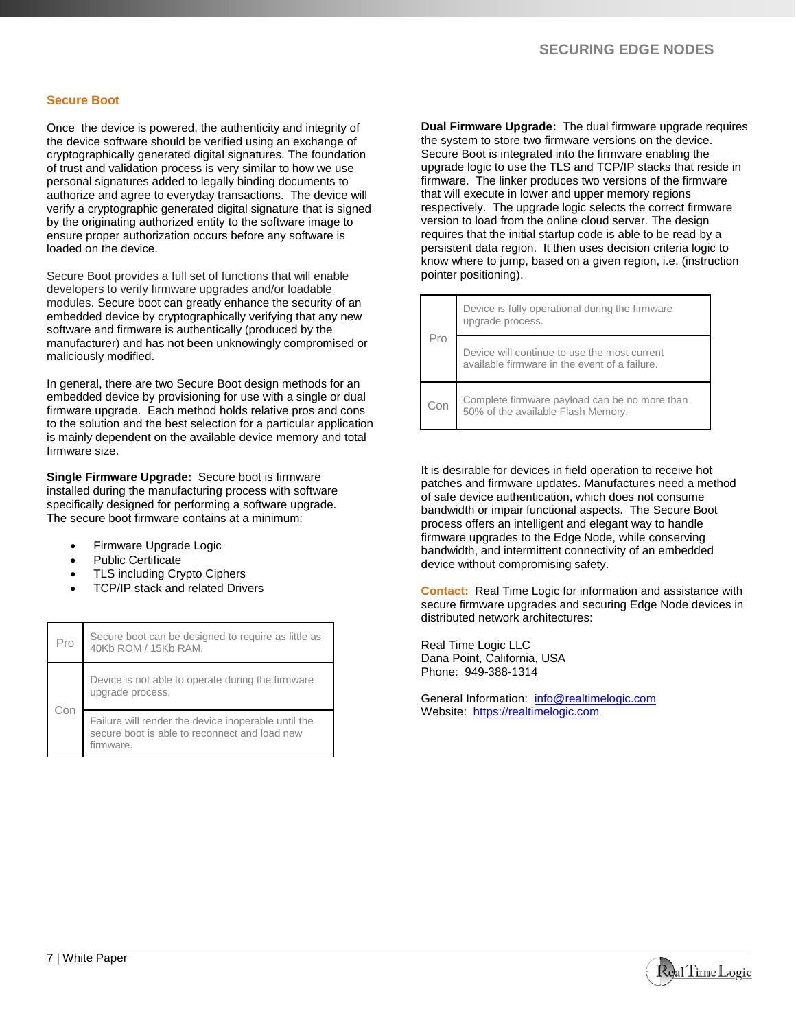## Secure Boot

Once  the device is powered, the authenticity and integrity of the device software should be verified using an exchange of cryptographically generated digital signatures. The foundation of trust and validation process is very similar to how we use personal signatures added to legally binding documents to authorize and agree to everyday transactions.  The device will verify a cryptographic generated digital signature that is signed by the originating authorized entity to the software image to ensure proper authorization occurs before any software is loaded on the device.

Secure Boot provides a full set of functions that will enable developers to verify firmware upgrades and/or loadable modules. Secure boot can greatly enhance the security of an embedded device by cryptographically verifying that any new software and firmware is authentically (produced by the manufacturer) and has not been unknowingly compromised or maliciously modified.

In general, there are two Secure Boot design methods for an embedded device by provisioning for use with a single or dual firmware upgrade.  Each method holds relative pros and cons to the solution and the best selection for a particular application is mainly dependent on the available device memory and total firmware size.

**Single Firmware Upgrade:**  Secure boot is firmware installed during the manufacturing process with software specifically designed for performing a software upgrade. The secure boot firmware contains at a minimum:

- Firmware Upgrade Logic
- Public Certificate
- TLS including Crypto Ciphers
- TCP/IP stack and related Drivers

| | |
|---|---|
| Pro | Secure boot can be designed to require as little as 40Kb ROM / 15Kb RAM. |
| Con | Device is not able to operate during the firmware upgrade process. |
| | Failure will render the device inoperable until the secure boot is able to reconnect and load new firmware. |

**Dual Firmware Upgrade:**  The dual firmware upgrade requires the system to store two firmware versions on the device. Secure Boot is integrated into the firmware enabling the upgrade logic to use the TLS and TCP/IP stacks that reside in firmware.  The linker produces two versions of the firmware that will execute in lower and upper memory regions respectively.  The upgrade logic selects the correct firmware version to load from the online cloud server. The design requires that the initial startup code is able to read by a persistent data region.  It then uses decision criteria logic to know where to jump, based on a given region, i.e. (instruction pointer positioning).

| | |
|---|---|
| Pro | Device is fully operational during the firmware upgrade process. |
| | Device will continue to use the most current available firmware in the event of a failure. |
| Con | Complete firmware payload can be no more than 50% of the available Flash Memory. |

It is desirable for devices in field operation to receive hot patches and firmware updates. Manufactures need a method of safe device authentication, which does not consume bandwidth or impair functional aspects.  The Secure Boot process offers an intelligent and elegant way to handle firmware upgrades to the Edge Node, while conserving bandwidth, and intermittent connectivity of an embedded device without compromising safety.

**Contact:**  Real Time Logic for information and assistance with secure firmware upgrades and securing Edge Node devices in distributed network architectures:

Real Time Logic LLC  
Dana Point, California, USA  
Phone:  949-388-1314

General Information:  info@realtimelogic.com  
Website:  https://realtimelogic.com